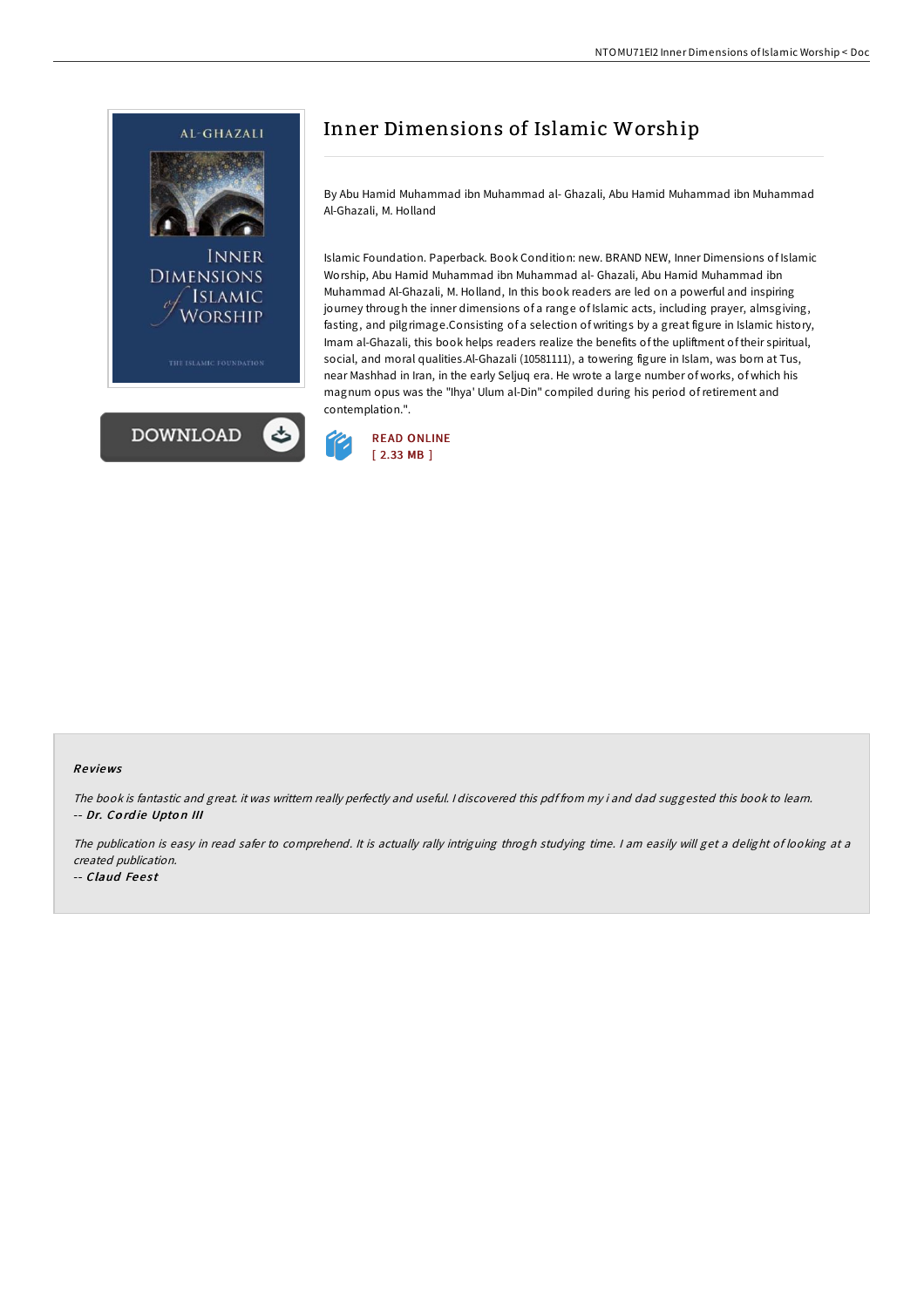# Inner Dimensions of Islamic Worship

By Abu Hamid Muhammad ibn Muhammad al- Ghazali, Abu Hamid Muhammad ibn Muhammad Al-Ghazali, M. Holland

Islamic Foundation. Paperback. Book Condition: new. BRAND NEW, Inner Dimensions of Islamic Worship, Abu Hamid Muhammad ibn Muhammad al- Ghazali, Abu Hamid Muhammad ibn Muhammad Al-Ghazali, M. Holland, In this book readers are led on a powerful and inspiring journey through the inner dimensions of a range of Islamic acts, including prayer, almsgiving, fasting, and pilgrimage.Consisting of a selection of writings by a great figure in Islamic history, Imam al-Ghazali, this book helps readers realize the benefits of the upliftment of their spiritual, social, and moral qualities.Al-Ghazali (10581111), a towering figure in Islam, was born at Tus, near Mashhad in Iran, in the early Seljuq era. He wrote a large number of works, of which his magnum opus was the "Ihya' Ulum al-Din" compiled during his period of retirement and contemplation.".

READ ONLINE
[ 2.33 MB ]

### Reviews

*The book is fantastic and great. it was writtern really perfectly and useful. I discovered this pdf from my i and dad suggested this book to learn.*
-- ***Dr. Cordie Upton III***

*The publication is easy in read safer to comprehend. It is actually rally intriguing throgh studying time. I am easily will get a delight of looking at a created publication.*
-- ***Claud Feest***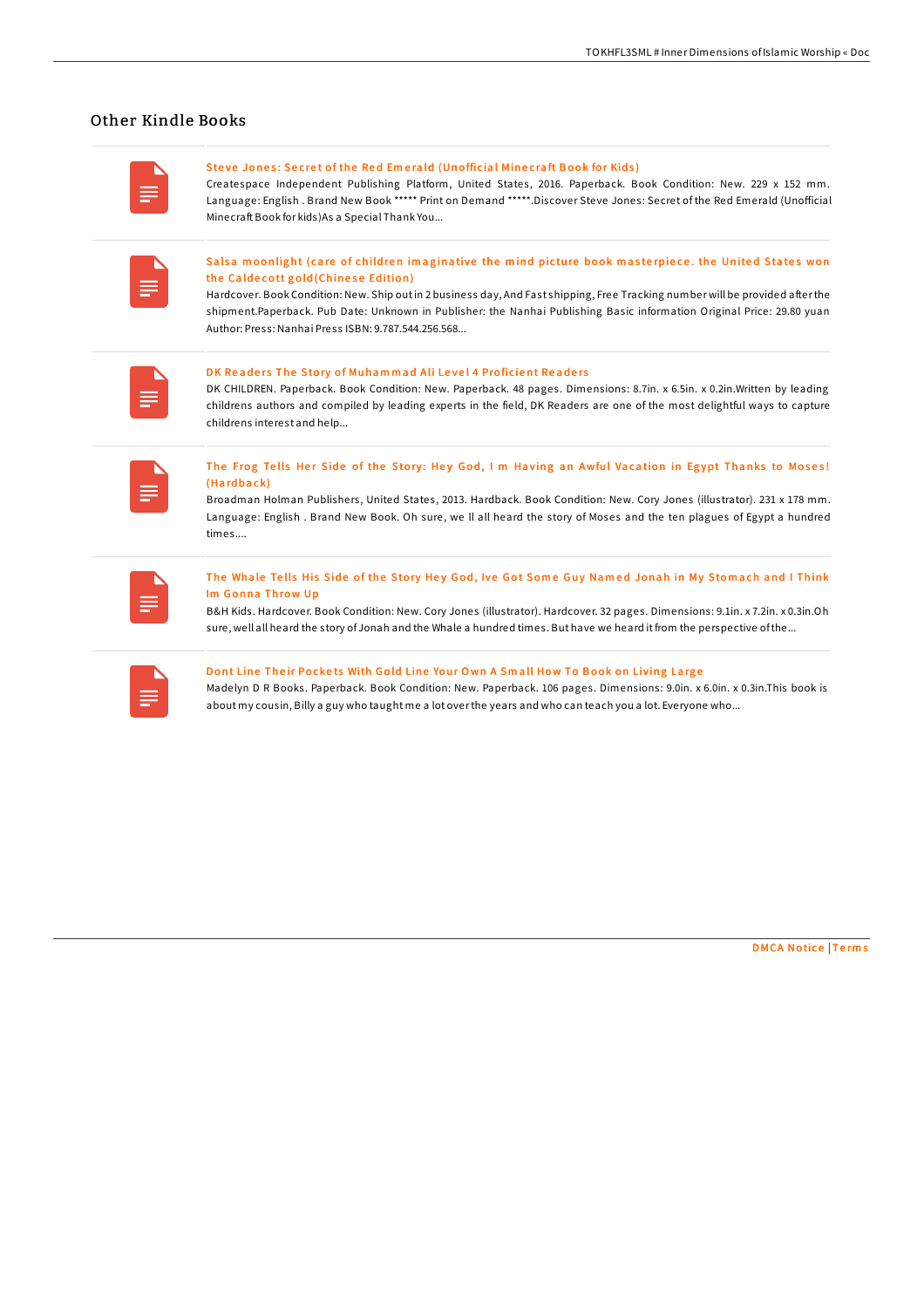## Other Kindle Books

### Steve Jones: Secret of the Red Emerald (Unofficial Minecraft Book for Kids)

Createspace Independent Publishing Platform, United States, 2016. Paperback. Book Condition: New. 229 x 152 mm. Language: English . Brand New Book ***** Print on Demand *****.Discover Steve Jones: Secret of the Red Emerald (Unofficial Minecraft Book for kids)As a Special Thank You...

### Salsa moonlight (care of children imaginative the mind picture book masterpiece. the United States won the Caldecott gold(Chinese Edition)

Hardcover. Book Condition: New. Ship out in 2 business day, And Fast shipping, Free Tracking number will be provided after the shipment.Paperback. Pub Date: Unknown in Publisher: the Nanhai Publishing Basic information Original Price: 29.80 yuan Author: Press: Nanhai Press ISBN: 9.787.544.256.568...

### DK Readers The Story of Muhammad Ali Level 4 Proficient Readers

DK CHILDREN. Paperback. Book Condition: New. Paperback. 48 pages. Dimensions: 8.7in. x 6.5in. x 0.2in.Written by leading childrens authors and compiled by leading experts in the field, DK Readers are one of the most delightful ways to capture childrens interest and help...

### The Frog Tells Her Side of the Story: Hey God, I m Having an Awful Vacation in Egypt Thanks to Moses! (Hardback)

Broadman Holman Publishers, United States, 2013. Hardback. Book Condition: New. Cory Jones (illustrator). 231 x 178 mm. Language: English . Brand New Book. Oh sure, we ll all heard the story of Moses and the ten plagues of Egypt a hundred times....

### The Whale Tells His Side of the Story Hey God, Ive Got Some Guy Named Jonah in My Stomach and I Think Im Gonna Throw Up

B&H Kids. Hardcover. Book Condition: New. Cory Jones (illustrator). Hardcover. 32 pages. Dimensions: 9.1in. x 7.2in. x 0.3in.Oh sure, well all heard the story of Jonah and the Whale a hundred times. But have we heard it from the perspective of the...

### Dont Line Their Pockets With Gold Line Your Own A Small How To Book on Living Large

Madelyn D R Books. Paperback. Book Condition: New. Paperback. 106 pages. Dimensions: 9.0in. x 6.0in. x 0.3in.This book is about my cousin, Billy a guy who taught me a lot over the years and who can teach you a lot. Everyone who...